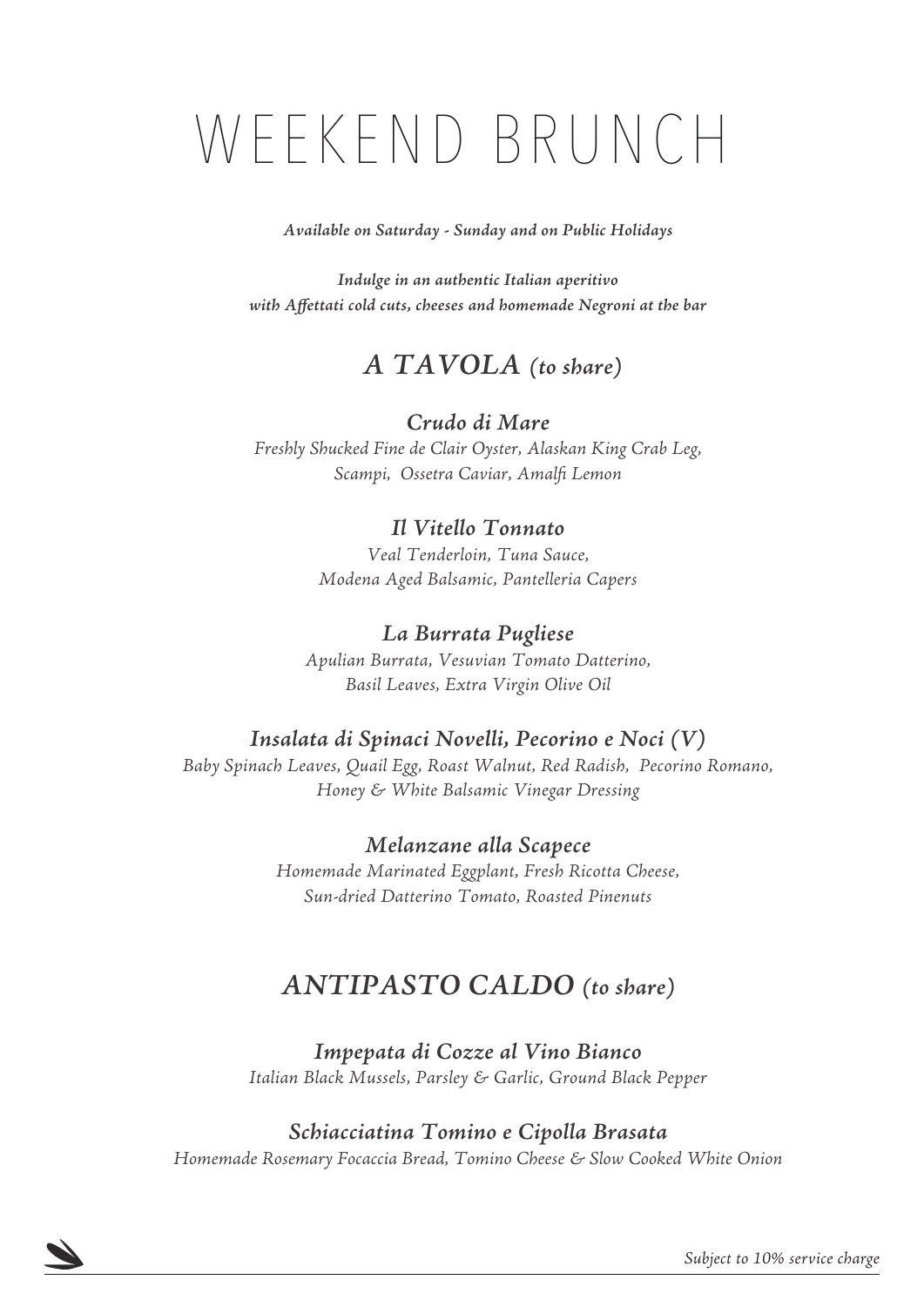# WEEKEND BRUNCH

***Available on Saturday - Sunday and on Public Holidays***

***Indulge in an authentic Italian aperitivo***
***with Affettati cold cuts, cheeses and homemade Negroni at the bar***

## *A TAVOLA (to share)*

### *Crudo di Mare*

*Freshly Shucked Fine de Clair Oyster, Alaskan King Crab Leg,*
*Scampi, Ossetra Caviar, Amalfi Lemon*

### *Il Vitello Tonnato*

*Veal Tenderloin, Tuna Sauce,*
*Modena Aged Balsamic, Pantelleria Capers*

### *La Burrata Pugliese*

*Apulian Burrata, Vesuvian Tomato Datterino,*
*Basil Leaves, Extra Virgin Olive Oil*

### *Insalata di Spinaci Novelli, Pecorino e Noci (V)*

*Baby Spinach Leaves, Quail Egg, Roast Walnut, Red Radish, Pecorino Romano,*
*Honey & White Balsamic Vinegar Dressing*

### *Melanzane alla Scapece*

*Homemade Marinated Eggplant, Fresh Ricotta Cheese,*
*Sun-dried Datterino Tomato, Roasted Pinenuts*

## *ANTIPASTO CALDO (to share)*

### *Impepata di Cozze al Vino Bianco*

*Italian Black Mussels, Parsley & Garlic, Ground Black Pepper*

### *Schiacciatina Tomino e Cipolla Brasata*

*Homemade Rosemary Focaccia Bread, Tomino Cheese & Slow Cooked White Onion*

*Subject to 10% service charge*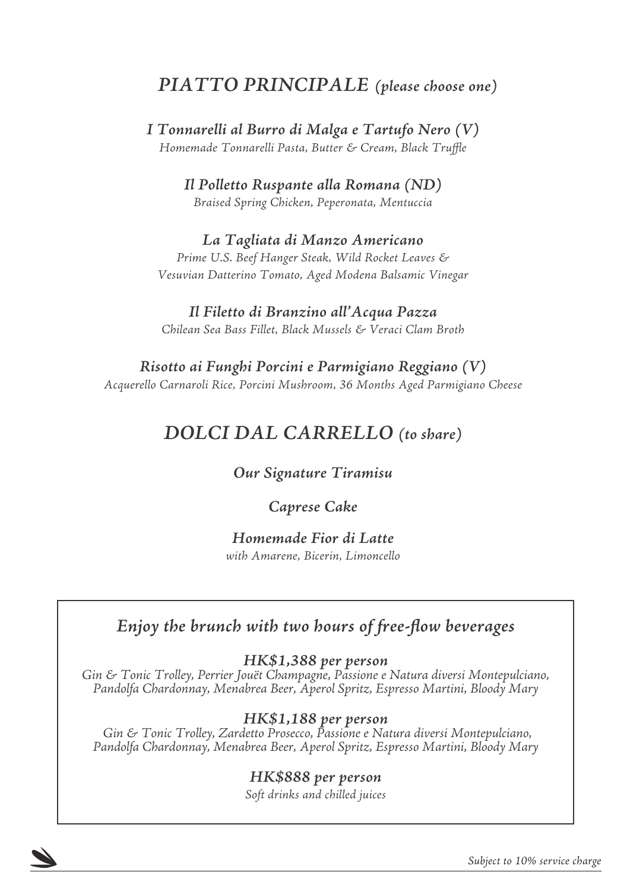## *PIATTO PRINCIPALE (please choose one)*

***I Tonnarelli al Burro di Malga e Tartufo Nero (V)***
*Homemade Tonnarelli Pasta, Butter & Cream, Black Truffle*

***Il Polletto Ruspante alla Romana (ND)***
*Braised Spring Chicken, Peperonata, Mentuccia*

***La Tagliata di Manzo Americano***
*Prime U.S. Beef Hanger Steak, Wild Rocket Leaves & Vesuvian Datterino Tomato, Aged Modena Balsamic Vinegar*

***Il Filetto di Branzino all'Acqua Pazza***
*Chilean Sea Bass Fillet, Black Mussels & Veraci Clam Broth*

***Risotto ai Funghi Porcini e Parmigiano Reggiano (V)***
*Acquerello Carnaroli Rice, Porcini Mushroom, 36 Months Aged Parmigiano Cheese*

## *DOLCI DAL CARRELLO (to share)*

***Our Signature Tiramisu***

***Caprese Cake***

***Homemade Fior di Latte***
*with Amarene, Bicerin, Limoncello*

### *Enjoy the brunch with two hours of free-flow beverages*

***HK$1,388 per person***
*Gin & Tonic Trolley, Perrier Jouët Champagne, Passione e Natura diversi Montepulciano, Pandolfa Chardonnay, Menabrea Beer, Aperol Spritz, Espresso Martini, Bloody Mary*

***HK$1,188 per person***
*Gin & Tonic Trolley, Zardetto Prosecco, Passione e Natura diversi Montepulciano, Pandolfa Chardonnay, Menabrea Beer, Aperol Spritz, Espresso Martini, Bloody Mary*

***HK$888 per person***
*Soft drinks and chilled juices*

*Subject to 10% service charge*